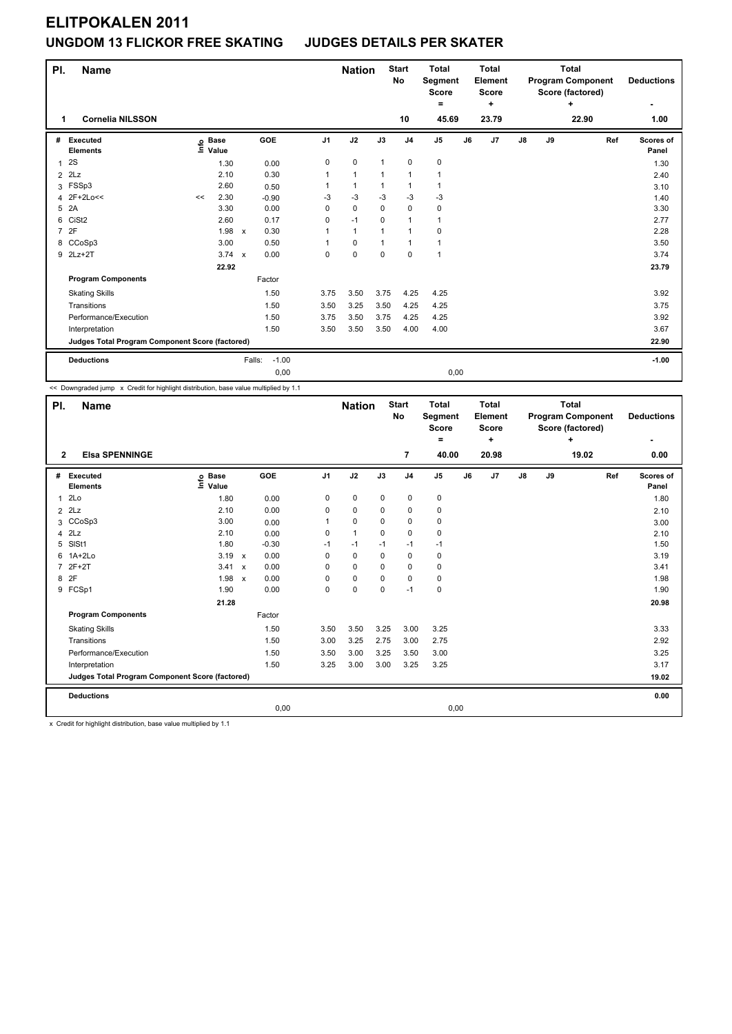# ELITPOKALEN 2011

## UNGDOM 13 FLICKOR FREE SKATING     JUDGES DETAILS PER SKATER

| Pl. | Name | Nation | Start No | Total Segment Score = | Total Element Score + | Total Program Component Score (factored) + | Deductions - |
|---|---|---|---|---|---|---|---|
| 1 | Cornelia NILSSON | | 10 | 45.69 | 23.79 | 22.90 | 1.00 |

| # | Executed Elements | Info | Base Value | | GOE | J1 | J2 | J3 | J4 | J5 | J6 | J7 | J8 | J9 | Ref | Scores of Panel |
|---|---|---|---|---|---|---|---|---|---|---|---|---|---|---|---|---|
| 1 | 2S | | 1.30 | | 0.00 | 0 | 0 | 1 | 0 | 0 | | | | | | 1.30 |
| 2 | 2Lz | | 2.10 | | 0.30 | 1 | 1 | 1 | 1 | 1 | | | | | | 2.40 |
| 3 | FSSp3 | | 2.60 | | 0.50 | 1 | 1 | 1 | 1 | 1 | | | | | | 3.10 |
| 4 | 2F+2Lo<< | << | 2.30 | | -0.90 | -3 | -3 | -3 | -3 | -3 | | | | | | 1.40 |
| 5 | 2A | | 3.30 | | 0.00 | 0 | 0 | 0 | 0 | 0 | | | | | | 3.30 |
| 6 | CiSt2 | | 2.60 | | 0.17 | 0 | -1 | 0 | 1 | 1 | | | | | | 2.77 |
| 7 | 2F | | 1.98 | x | 0.30 | 1 | 1 | 1 | 1 | 0 | | | | | | 2.28 |
| 8 | CCoSp3 | | 3.00 | | 0.50 | 1 | 0 | 1 | 1 | 1 | | | | | | 3.50 |
| 9 | 2Lz+2T | | 3.74 | x | 0.00 | 0 | 0 | 0 | 0 | 1 | | | | | | 3.74 |
| | | | 22.92 | | | | | | | | | | | | | 23.79 |
| | **Program Components** | | | | Factor | | | | | | | | | | | |
| | Skating Skills | | | | 1.50 | 3.75 | 3.50 | 3.75 | 4.25 | 4.25 | | | | | | 3.92 |
| | Transitions | | | | 1.50 | 3.50 | 3.25 | 3.50 | 4.25 | 4.25 | | | | | | 3.75 |
| | Performance/Execution | | | | 1.50 | 3.75 | 3.50 | 3.75 | 4.25 | 4.25 | | | | | | 3.92 |
| | Interpretation | | | | 1.50 | 3.50 | 3.50 | 3.50 | 4.00 | 4.00 | | | | | | 3.67 |
| | **Judges Total Program Component Score (factored)** | | | | | | | | | | | | | | | 22.90 |
| | **Deductions** | | | Falls: | -1.00 | | | | | | | | | | | -1.00 |
| | | | | | 0,00 | | | | | 0,00 | | | | | | |

<< Downgraded jump   x Credit for highlight distribution, base value multiplied by 1.1

| Pl. | Name | Nation | Start No | Total Segment Score = | Total Element Score + | Total Program Component Score (factored) + | Deductions - |
|---|---|---|---|---|---|---|---|
| 2 | Elsa SPENNINGE | | 7 | 40.00 | 20.98 | 19.02 | 0.00 |

| # | Executed Elements | Info | Base Value | | GOE | J1 | J2 | J3 | J4 | J5 | J6 | J7 | J8 | J9 | Ref | Scores of Panel |
|---|---|---|---|---|---|---|---|---|---|---|---|---|---|---|---|---|
| 1 | 2Lo | | 1.80 | | 0.00 | 0 | 0 | 0 | 0 | 0 | | | | | | 1.80 |
| 2 | 2Lz | | 2.10 | | 0.00 | 0 | 0 | 0 | 0 | 0 | | | | | | 2.10 |
| 3 | CCoSp3 | | 3.00 | | 0.00 | 1 | 0 | 0 | 0 | 0 | | | | | | 3.00 |
| 4 | 2Lz | | 2.10 | | 0.00 | 0 | 1 | 0 | 0 | 0 | | | | | | 2.10 |
| 5 | SlSt1 | | 1.80 | | -0.30 | -1 | -1 | -1 | -1 | -1 | | | | | | 1.50 |
| 6 | 1A+2Lo | | 3.19 | x | 0.00 | 0 | 0 | 0 | 0 | 0 | | | | | | 3.19 |
| 7 | 2F+2T | | 3.41 | x | 0.00 | 0 | 0 | 0 | 0 | 0 | | | | | | 3.41 |
| 8 | 2F | | 1.98 | x | 0.00 | 0 | 0 | 0 | 0 | 0 | | | | | | 1.98 |
| 9 | FCSp1 | | 1.90 | | 0.00 | 0 | 0 | 0 | -1 | 0 | | | | | | 1.90 |
| | | | 21.28 | | | | | | | | | | | | | 20.98 |
| | **Program Components** | | | | Factor | | | | | | | | | | | |
| | Skating Skills | | | | 1.50 | 3.50 | 3.50 | 3.25 | 3.00 | 3.25 | | | | | | 3.33 |
| | Transitions | | | | 1.50 | 3.00 | 3.25 | 2.75 | 3.00 | 2.75 | | | | | | 2.92 |
| | Performance/Execution | | | | 1.50 | 3.50 | 3.00 | 3.25 | 3.50 | 3.00 | | | | | | 3.25 |
| | Interpretation | | | | 1.50 | 3.25 | 3.00 | 3.00 | 3.25 | 3.25 | | | | | | 3.17 |
| | **Judges Total Program Component Score (factored)** | | | | | | | | | | | | | | | 19.02 |
| | **Deductions** | | | | | | | | | | | | | | | 0.00 |
| | | | | | 0,00 | | | | | 0,00 | | | | | | |

x Credit for highlight distribution, base value multiplied by 1.1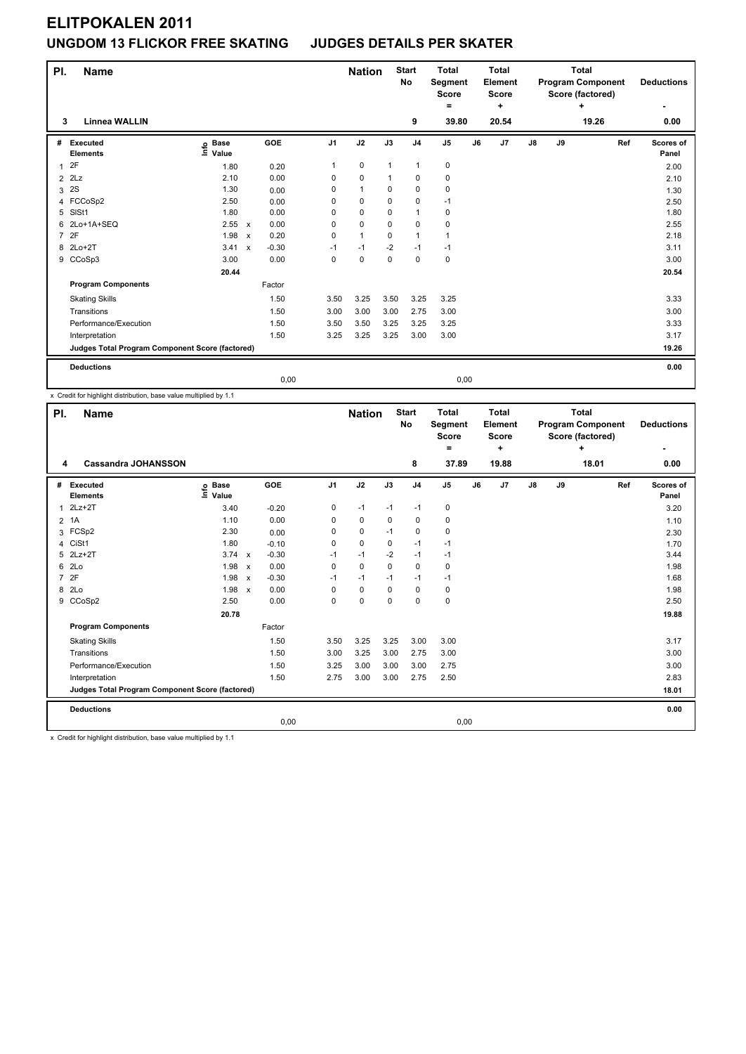# ELITPOKALEN 2011

## UNGDOM 13 FLICKOR FREE SKATING JUDGES DETAILS PER SKATER

| Pl. | Name | Nation | Start No | Total Segment Score = | Total Element Score + | Total Program Component Score (factored) + | Deductions - |
|---|---|---|---|---|---|---|---|
| 3 | Linnea WALLIN | | 9 | 39.80 | 20.54 | 19.26 | 0.00 |

| # | Executed Elements | Info | Base Value | | GOE | J1 | J2 | J3 | J4 | J5 | J6 | J7 | J8 | J9 | Ref | Scores of Panel |
|---|---|---|---|---|---|---|---|---|---|---|---|---|---|---|---|---|
| 1 | 2F | | 1.80 | | 0.20 | 1 | 0 | 1 | 1 | 0 | | | | | | 2.00 |
| 2 | 2Lz | | 2.10 | | 0.00 | 0 | 0 | 1 | 0 | 0 | | | | | | 2.10 |
| 3 | 2S | | 1.30 | | 0.00 | 0 | 1 | 0 | 0 | 0 | | | | | | 1.30 |
| 4 | FCCoSp2 | | 2.50 | | 0.00 | 0 | 0 | 0 | 0 | -1 | | | | | | 2.50 |
| 5 | SlSt1 | | 1.80 | | 0.00 | 0 | 0 | 0 | 1 | 0 | | | | | | 1.80 |
| 6 | 2Lo+1A+SEQ | | 2.55 | x | 0.00 | 0 | 0 | 0 | 0 | 0 | | | | | | 2.55 |
| 7 | 2F | | 1.98 | x | 0.20 | 0 | 1 | 0 | 1 | 1 | | | | | | 2.18 |
| 8 | 2Lo+2T | | 3.41 | x | -0.30 | -1 | -1 | -2 | -1 | -1 | | | | | | 3.11 |
| 9 | CCoSp3 | | 3.00 | | 0.00 | 0 | 0 | 0 | 0 | 0 | | | | | | 3.00 |
| | | | 20.44 | | | | | | | | | | | | | 20.54 |
| | **Program Components** | | | | Factor | | | | | | | | | | | |
| | Skating Skills | | | | 1.50 | 3.50 | 3.25 | 3.50 | 3.25 | 3.25 | | | | | | 3.33 |
| | Transitions | | | | 1.50 | 3.00 | 3.00 | 3.00 | 2.75 | 3.00 | | | | | | 3.00 |
| | Performance/Execution | | | | 1.50 | 3.50 | 3.50 | 3.25 | 3.25 | 3.25 | | | | | | 3.33 |
| | Interpretation | | | | 1.50 | 3.25 | 3.25 | 3.25 | 3.00 | 3.00 | | | | | | 3.17 |
| | **Judges Total Program Component Score (factored)** | | | | | | | | | | | | | | | 19.26 |
| | **Deductions** | | | | | | | | | | | | | | | 0.00 |
| | | | | | 0,00 | | | | | 0,00 | | | | | | |

x Credit for highlight distribution, base value multiplied by 1.1

| Pl. | Name | Nation | Start No | Total Segment Score = | Total Element Score + | Total Program Component Score (factored) + | Deductions - |
|---|---|---|---|---|---|---|---|
| 4 | Cassandra JOHANSSON | | 8 | 37.89 | 19.88 | 18.01 | 0.00 |

| # | Executed Elements | Info | Base Value | | GOE | J1 | J2 | J3 | J4 | J5 | J6 | J7 | J8 | J9 | Ref | Scores of Panel |
|---|---|---|---|---|---|---|---|---|---|---|---|---|---|---|---|---|
| 1 | 2Lz+2T | | 3.40 | | -0.20 | 0 | -1 | -1 | -1 | 0 | | | | | | 3.20 |
| 2 | 1A | | 1.10 | | 0.00 | 0 | 0 | 0 | 0 | 0 | | | | | | 1.10 |
| 3 | FCSp2 | | 2.30 | | 0.00 | 0 | 0 | -1 | 0 | 0 | | | | | | 2.30 |
| 4 | CiSt1 | | 1.80 | | -0.10 | 0 | 0 | 0 | -1 | -1 | | | | | | 1.70 |
| 5 | 2Lz+2T | | 3.74 | x | -0.30 | -1 | -1 | -2 | -1 | -1 | | | | | | 3.44 |
| 6 | 2Lo | | 1.98 | x | 0.00 | 0 | 0 | 0 | 0 | 0 | | | | | | 1.98 |
| 7 | 2F | | 1.98 | x | -0.30 | -1 | -1 | -1 | -1 | -1 | | | | | | 1.68 |
| 8 | 2Lo | | 1.98 | x | 0.00 | 0 | 0 | 0 | 0 | 0 | | | | | | 1.98 |
| 9 | CCoSp2 | | 2.50 | | 0.00 | 0 | 0 | 0 | 0 | 0 | | | | | | 2.50 |
| | | | 20.78 | | | | | | | | | | | | | 19.88 |
| | **Program Components** | | | | Factor | | | | | | | | | | | |
| | Skating Skills | | | | 1.50 | 3.50 | 3.25 | 3.25 | 3.00 | 3.00 | | | | | | 3.17 |
| | Transitions | | | | 1.50 | 3.00 | 3.25 | 3.00 | 2.75 | 3.00 | | | | | | 3.00 |
| | Performance/Execution | | | | 1.50 | 3.25 | 3.00 | 3.00 | 3.00 | 2.75 | | | | | | 3.00 |
| | Interpretation | | | | 1.50 | 2.75 | 3.00 | 3.00 | 2.75 | 2.50 | | | | | | 2.83 |
| | **Judges Total Program Component Score (factored)** | | | | | | | | | | | | | | | 18.01 |
| | **Deductions** | | | | | | | | | | | | | | | 0.00 |
| | | | | | 0,00 | | | | | 0,00 | | | | | | |

x Credit for highlight distribution, base value multiplied by 1.1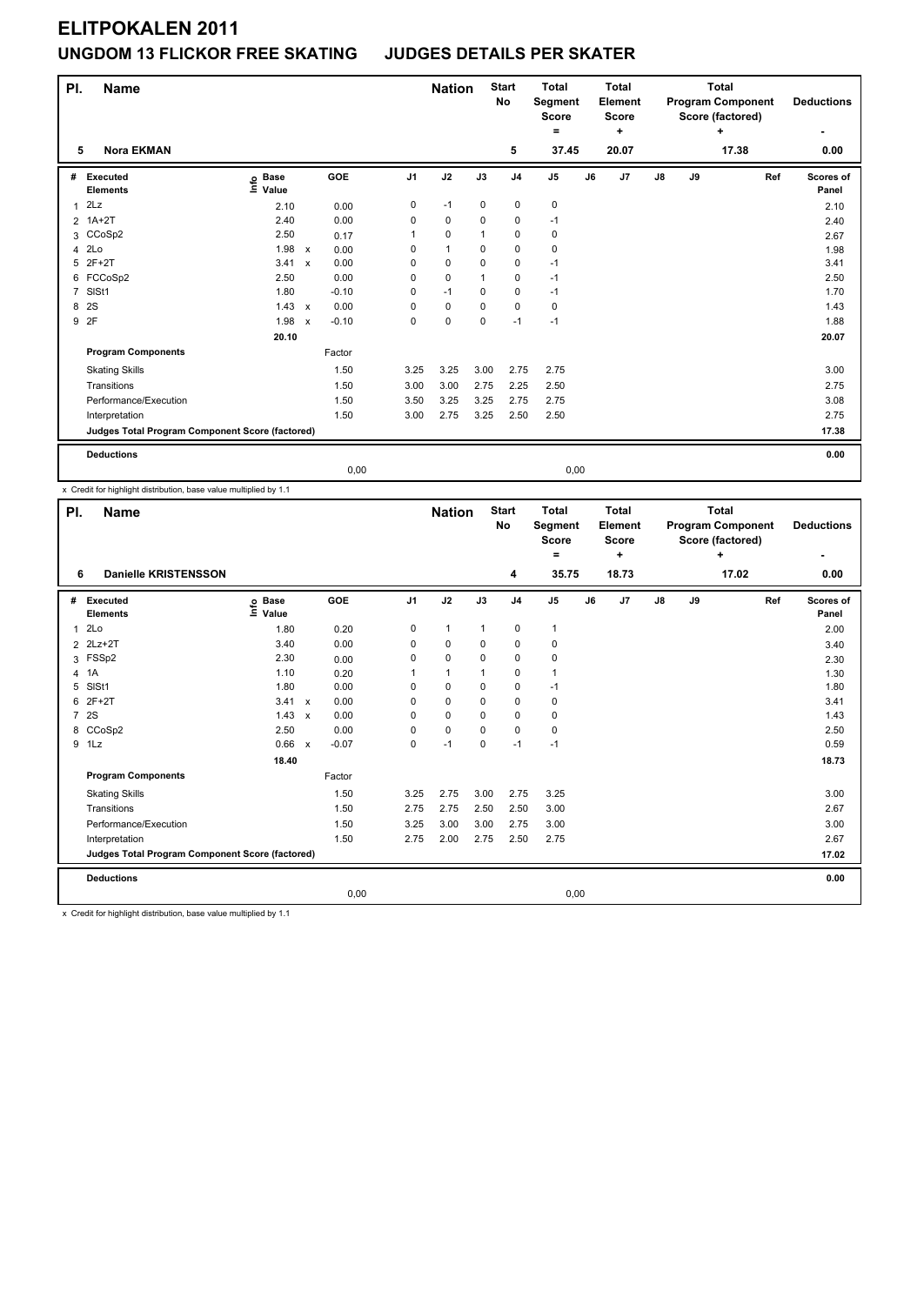# ELITPOKALEN 2011

## UNGDOM 13 FLICKOR FREE SKATING     JUDGES DETAILS PER SKATER

| Pl. | Name | | Nation | Start No | Total Segment Score = | Total Element Score + | Total Program Component Score (factored) + | Deductions - |
|---|---|---|---|---|---|---|---|---|
| 5 | Nora EKMAN | | | 5 | 37.45 | 20.07 | 17.38 | 0.00 |

| # | Executed Elements | Info | Base Value | | GOE | J1 | J2 | J3 | J4 | J5 | J6 | J7 | J8 | J9 | Ref | Scores of Panel |
|---|---|---|---|---|---|---|---|---|---|---|---|---|---|---|---|---|
| 1 | 2Lz | | 2.10 | | 0.00 | 0 | -1 | 0 | 0 | 0 | | | | | | 2.10 |
| 2 | 1A+2T | | 2.40 | | 0.00 | 0 | 0 | 0 | 0 | -1 | | | | | | 2.40 |
| 3 | CCoSp2 | | 2.50 | | 0.17 | 1 | 0 | 1 | 0 | 0 | | | | | | 2.67 |
| 4 | 2Lo | | 1.98 | x | 0.00 | 0 | 1 | 0 | 0 | 0 | | | | | | 1.98 |
| 5 | 2F+2T | | 3.41 | x | 0.00 | 0 | 0 | 0 | 0 | -1 | | | | | | 3.41 |
| 6 | FCCoSp2 | | 2.50 | | 0.00 | 0 | 0 | 1 | 0 | -1 | | | | | | 2.50 |
| 7 | SlSt1 | | 1.80 | | -0.10 | 0 | -1 | 0 | 0 | -1 | | | | | | 1.70 |
| 8 | 2S | | 1.43 | x | 0.00 | 0 | 0 | 0 | 0 | 0 | | | | | | 1.43 |
| 9 | 2F | | 1.98 | x | -0.10 | 0 | 0 | 0 | -1 | -1 | | | | | | 1.88 |
| | | | 20.10 | | | | | | | | | | | | | 20.07 |
| | **Program Components** | | | | Factor | | | | | | | | | | | |
| | Skating Skills | | | | 1.50 | 3.25 | 3.25 | 3.00 | 2.75 | 2.75 | | | | | | 3.00 |
| | Transitions | | | | 1.50 | 3.00 | 3.00 | 2.75 | 2.25 | 2.50 | | | | | | 2.75 |
| | Performance/Execution | | | | 1.50 | 3.50 | 3.25 | 3.25 | 2.75 | 2.75 | | | | | | 3.08 |
| | Interpretation | | | | 1.50 | 3.00 | 2.75 | 3.25 | 2.50 | 2.50 | | | | | | 2.75 |
| | **Judges Total Program Component Score (factored)** | | | | | | | | | | | | | | | 17.38 |
| | **Deductions** | | | | | | | | | | | | | | | 0.00 |
| | | | | | 0,00 | | | | | 0,00 | | | | | | |

x Credit for highlight distribution, base value multiplied by 1.1

| Pl. | Name | | Nation | Start No | Total Segment Score = | Total Element Score + | Total Program Component Score (factored) + | Deductions - |
|---|---|---|---|---|---|---|---|---|
| 6 | Danielle KRISTENSSON | | | 4 | 35.75 | 18.73 | 17.02 | 0.00 |

| # | Executed Elements | Info | Base Value | | GOE | J1 | J2 | J3 | J4 | J5 | J6 | J7 | J8 | J9 | Ref | Scores of Panel |
|---|---|---|---|---|---|---|---|---|---|---|---|---|---|---|---|---|
| 1 | 2Lo | | 1.80 | | 0.20 | 0 | 1 | 1 | 0 | 1 | | | | | | 2.00 |
| 2 | 2Lz+2T | | 3.40 | | 0.00 | 0 | 0 | 0 | 0 | 0 | | | | | | 3.40 |
| 3 | FSSp2 | | 2.30 | | 0.00 | 0 | 0 | 0 | 0 | 0 | | | | | | 2.30 |
| 4 | 1A | | 1.10 | | 0.20 | 1 | 1 | 1 | 0 | 1 | | | | | | 1.30 |
| 5 | SlSt1 | | 1.80 | | 0.00 | 0 | 0 | 0 | 0 | -1 | | | | | | 1.80 |
| 6 | 2F+2T | | 3.41 | x | 0.00 | 0 | 0 | 0 | 0 | 0 | | | | | | 3.41 |
| 7 | 2S | | 1.43 | x | 0.00 | 0 | 0 | 0 | 0 | 0 | | | | | | 1.43 |
| 8 | CCoSp2 | | 2.50 | | 0.00 | 0 | 0 | 0 | 0 | 0 | | | | | | 2.50 |
| 9 | 1Lz | | 0.66 | x | -0.07 | 0 | -1 | 0 | -1 | -1 | | | | | | 0.59 |
| | | | 18.40 | | | | | | | | | | | | | 18.73 |
| | **Program Components** | | | | Factor | | | | | | | | | | | |
| | Skating Skills | | | | 1.50 | 3.25 | 2.75 | 3.00 | 2.75 | 3.25 | | | | | | 3.00 |
| | Transitions | | | | 1.50 | 2.75 | 2.75 | 2.50 | 2.50 | 3.00 | | | | | | 2.67 |
| | Performance/Execution | | | | 1.50 | 3.25 | 3.00 | 3.00 | 2.75 | 3.00 | | | | | | 3.00 |
| | Interpretation | | | | 1.50 | 2.75 | 2.00 | 2.75 | 2.50 | 2.75 | | | | | | 2.67 |
| | **Judges Total Program Component Score (factored)** | | | | | | | | | | | | | | | 17.02 |
| | **Deductions** | | | | | | | | | | | | | | | 0.00 |
| | | | | | 0,00 | | | | | 0,00 | | | | | | |

x Credit for highlight distribution, base value multiplied by 1.1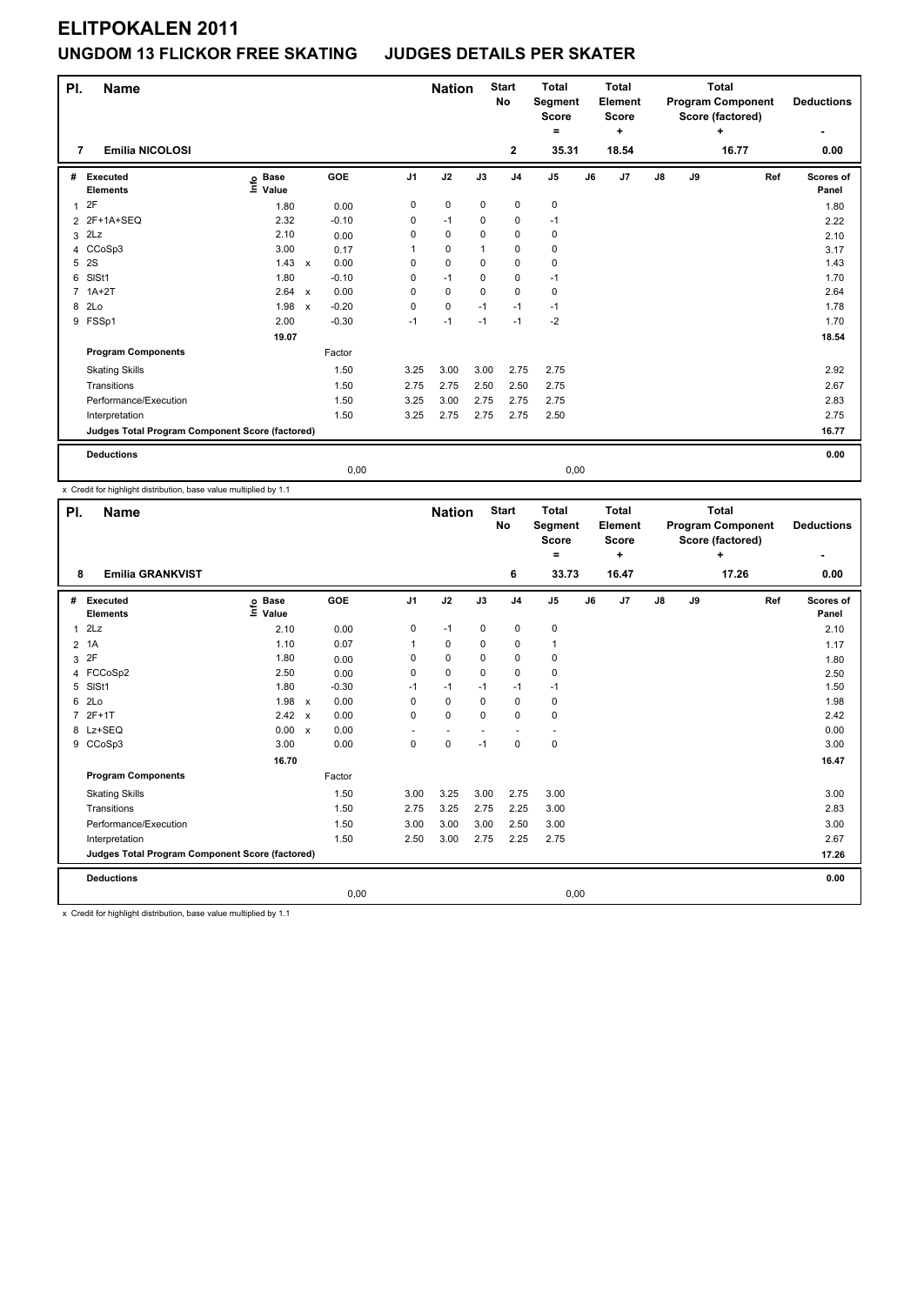# ELITPOKALEN 2011

## UNGDOM 13 FLICKOR FREE SKATING JUDGES DETAILS PER SKATER

| Pl. | Name | | Nation | Start No | Total Segment Score = | Total Element Score + | Total Program Component Score (factored) + | Deductions - |
|---|---|---|---|---|---|---|---|---|
| 7 | Emilia NICOLOSI | | | 2 | 35.31 | 18.54 | 16.77 | 0.00 |

| # | Executed Elements | Info | Base Value | | GOE | J1 | J2 | J3 | J4 | J5 | J6 | J7 | J8 | J9 | Ref | Scores of Panel |
|---|---|---|---|---|---|---|---|---|---|---|---|---|---|---|---|---|
| 1 | 2F | | 1.80 | | 0.00 | 0 | 0 | 0 | 0 | 0 | | | | | | 1.80 |
| 2 | 2F+1A+SEQ | | 2.32 | | -0.10 | 0 | -1 | 0 | 0 | -1 | | | | | | 2.22 |
| 3 | 2Lz | | 2.10 | | 0.00 | 0 | 0 | 0 | 0 | 0 | | | | | | 2.10 |
| 4 | CCoSp3 | | 3.00 | | 0.17 | 1 | 0 | 1 | 0 | 0 | | | | | | 3.17 |
| 5 | 2S | | 1.43 | x | 0.00 | 0 | 0 | 0 | 0 | 0 | | | | | | 1.43 |
| 6 | SlSt1 | | 1.80 | | -0.10 | 0 | -1 | 0 | 0 | -1 | | | | | | 1.70 |
| 7 | 1A+2T | | 2.64 | x | 0.00 | 0 | 0 | 0 | 0 | 0 | | | | | | 2.64 |
| 8 | 2Lo | | 1.98 | x | -0.20 | 0 | 0 | -1 | -1 | -1 | | | | | | 1.78 |
| 9 | FSSp1 | | 2.00 | | -0.30 | -1 | -1 | -1 | -1 | -2 | | | | | | 1.70 |
| | | | 19.07 | | | | | | | | | | | | | 18.54 |
| | **Program Components** | | | | Factor | | | | | | | | | | | |
| | Skating Skills | | | | 1.50 | 3.25 | 3.00 | 3.00 | 2.75 | 2.75 | | | | | | 2.92 |
| | Transitions | | | | 1.50 | 2.75 | 2.75 | 2.50 | 2.50 | 2.75 | | | | | | 2.67 |
| | Performance/Execution | | | | 1.50 | 3.25 | 3.00 | 2.75 | 2.75 | 2.75 | | | | | | 2.83 |
| | Interpretation | | | | 1.50 | 3.25 | 2.75 | 2.75 | 2.75 | 2.50 | | | | | | 2.75 |
| | **Judges Total Program Component Score (factored)** | | | | | | | | | | | | | | | 16.77 |
| | **Deductions** | | | | | | | | | | | | | | | 0.00 |
| | | | | | 0,00 | | | | | 0,00 | | | | | | |

x Credit for highlight distribution, base value multiplied by 1.1

| Pl. | Name | | Nation | Start No | Total Segment Score = | Total Element Score + | Total Program Component Score (factored) + | Deductions - |
|---|---|---|---|---|---|---|---|---|
| 8 | Emilia GRANKVIST | | | 6 | 33.73 | 16.47 | 17.26 | 0.00 |

| # | Executed Elements | Info | Base Value | | GOE | J1 | J2 | J3 | J4 | J5 | J6 | J7 | J8 | J9 | Ref | Scores of Panel |
|---|---|---|---|---|---|---|---|---|---|---|---|---|---|---|---|---|
| 1 | 2Lz | | 2.10 | | 0.00 | 0 | -1 | 0 | 0 | 0 | | | | | | 2.10 |
| 2 | 1A | | 1.10 | | 0.07 | 1 | 0 | 0 | 0 | 1 | | | | | | 1.17 |
| 3 | 2F | | 1.80 | | 0.00 | 0 | 0 | 0 | 0 | 0 | | | | | | 1.80 |
| 4 | FCCoSp2 | | 2.50 | | 0.00 | 0 | 0 | 0 | 0 | 0 | | | | | | 2.50 |
| 5 | SlSt1 | | 1.80 | | -0.30 | -1 | -1 | -1 | -1 | -1 | | | | | | 1.50 |
| 6 | 2Lo | | 1.98 | x | 0.00 | 0 | 0 | 0 | 0 | 0 | | | | | | 1.98 |
| 7 | 2F+1T | | 2.42 | x | 0.00 | 0 | 0 | 0 | 0 | 0 | | | | | | 2.42 |
| 8 | Lz+SEQ | | 0.00 | x | 0.00 | - | - | - | - | - | | | | | | 0.00 |
| 9 | CCoSp3 | | 3.00 | | 0.00 | 0 | 0 | -1 | 0 | 0 | | | | | | 3.00 |
| | | | 16.70 | | | | | | | | | | | | | 16.47 |
| | **Program Components** | | | | Factor | | | | | | | | | | | |
| | Skating Skills | | | | 1.50 | 3.00 | 3.25 | 3.00 | 2.75 | 3.00 | | | | | | 3.00 |
| | Transitions | | | | 1.50 | 2.75 | 3.25 | 2.75 | 2.25 | 3.00 | | | | | | 2.83 |
| | Performance/Execution | | | | 1.50 | 3.00 | 3.00 | 3.00 | 2.50 | 3.00 | | | | | | 3.00 |
| | Interpretation | | | | 1.50 | 2.50 | 3.00 | 2.75 | 2.25 | 2.75 | | | | | | 2.67 |
| | **Judges Total Program Component Score (factored)** | | | | | | | | | | | | | | | 17.26 |
| | **Deductions** | | | | | | | | | | | | | | | 0.00 |
| | | | | | 0,00 | | | | | 0,00 | | | | | | |

x Credit for highlight distribution, base value multiplied by 1.1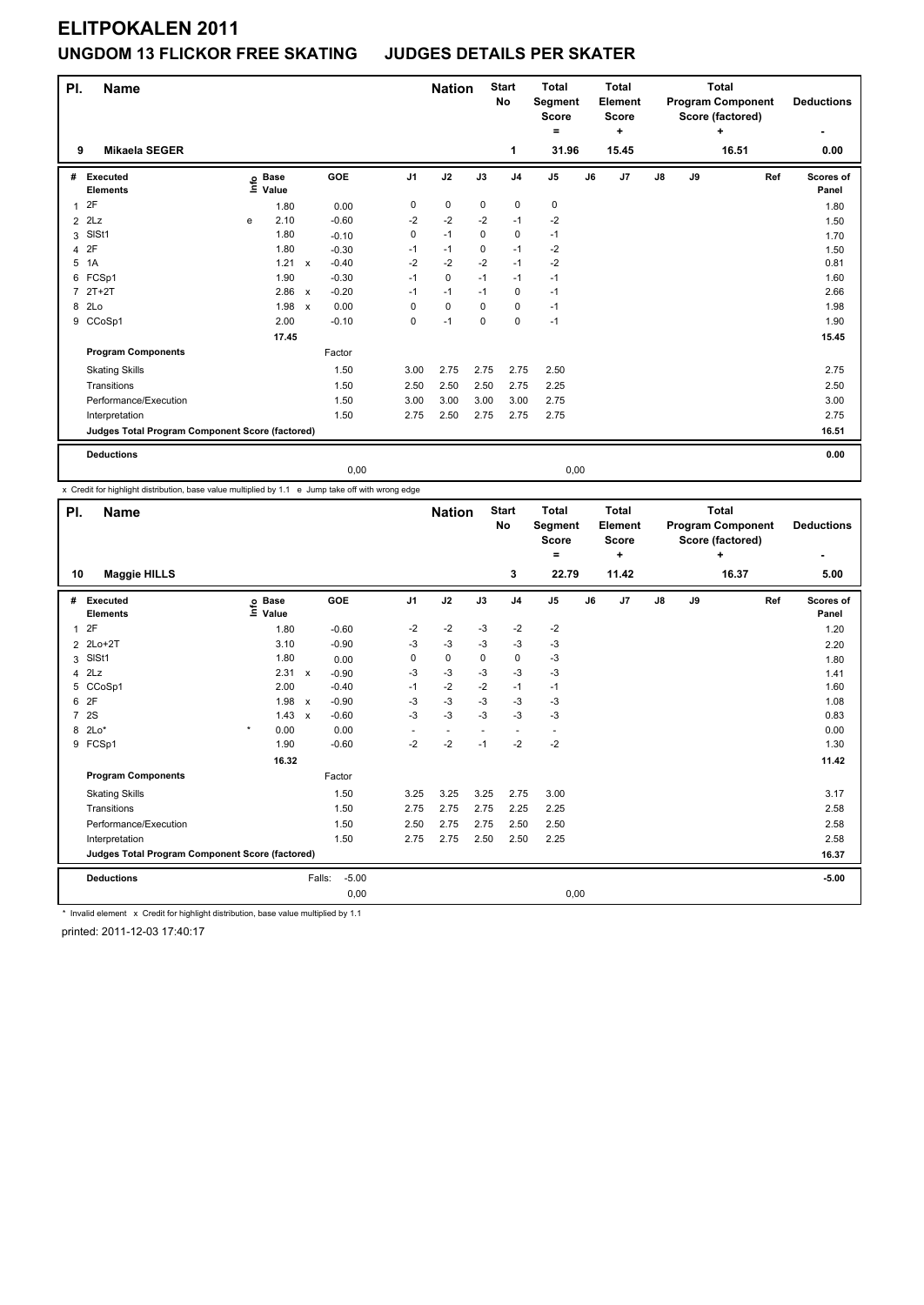# ELITPOKALEN 2011

## UNGDOM 13 FLICKOR FREE SKATING    JUDGES DETAILS PER SKATER

| Pl. | Name | Nation | Start No | Total Segment Score = | Total Element Score + | Total Program Component Score (factored) + | Deductions - |
|---|---|---|---|---|---|---|---|
| 9 | Mikaela SEGER | | 1 | 31.96 | 15.45 | 16.51 | 0.00 |

| # | Executed Elements | Info | Base Value | | GOE | J1 | J2 | J3 | J4 | J5 | J6 | J7 | J8 | J9 | Ref | Scores of Panel |
|---|---|---|---|---|---|---|---|---|---|---|---|---|---|---|---|---|
| 1 | 2F | | 1.80 | | 0.00 | 0 | 0 | 0 | 0 | 0 | | | | | | 1.80 |
| 2 | 2Lz | e | 2.10 | | -0.60 | -2 | -2 | -2 | -1 | -2 | | | | | | 1.50 |
| 3 | SlSt1 | | 1.80 | | -0.10 | 0 | -1 | 0 | 0 | -1 | | | | | | 1.70 |
| 4 | 2F | | 1.80 | | -0.30 | -1 | -1 | 0 | -1 | -2 | | | | | | 1.50 |
| 5 | 1A | | 1.21 | x | -0.40 | -2 | -2 | -2 | -1 | -2 | | | | | | 0.81 |
| 6 | FCSp1 | | 1.90 | | -0.30 | -1 | 0 | -1 | -1 | -1 | | | | | | 1.60 |
| 7 | 2T+2T | | 2.86 | x | -0.20 | -1 | -1 | -1 | 0 | -1 | | | | | | 2.66 |
| 8 | 2Lo | | 1.98 | x | 0.00 | 0 | 0 | 0 | 0 | -1 | | | | | | 1.98 |
| 9 | CCoSp1 | | 2.00 | | -0.10 | 0 | -1 | 0 | 0 | -1 | | | | | | 1.90 |
| | | | 17.45 | | | | | | | | | | | | | 15.45 |
| | **Program Components** | | | | Factor | | | | | | | | | | | |
| | Skating Skills | | | | 1.50 | 3.00 | 2.75 | 2.75 | 2.75 | 2.50 | | | | | | 2.75 |
| | Transitions | | | | 1.50 | 2.50 | 2.50 | 2.50 | 2.75 | 2.25 | | | | | | 2.50 |
| | Performance/Execution | | | | 1.50 | 3.00 | 3.00 | 3.00 | 3.00 | 2.75 | | | | | | 3.00 |
| | Interpretation | | | | 1.50 | 2.75 | 2.50 | 2.75 | 2.75 | 2.75 | | | | | | 2.75 |
| | **Judges Total Program Component Score (factored)** | | | | | | | | | | | | | | | 16.51 |
| | **Deductions** | | | | | | | | | | | | | | | 0.00 |
| | | | | | 0,00 | | | | | 0,00 | | | | | | |

x Credit for highlight distribution, base value multiplied by 1.1   e Jump take off with wrong edge

| Pl. | Name | Nation | Start No | Total Segment Score = | Total Element Score + | Total Program Component Score (factored) + | Deductions - |
|---|---|---|---|---|---|---|---|
| 10 | Maggie HILLS | | 3 | 22.79 | 11.42 | 16.37 | 5.00 |

| # | Executed Elements | Info | Base Value | | GOE | J1 | J2 | J3 | J4 | J5 | J6 | J7 | J8 | J9 | Ref | Scores of Panel |
|---|---|---|---|---|---|---|---|---|---|---|---|---|---|---|---|---|
| 1 | 2F | | 1.80 | | -0.60 | -2 | -2 | -3 | -2 | -2 | | | | | | 1.20 |
| 2 | 2Lo+2T | | 3.10 | | -0.90 | -3 | -3 | -3 | -3 | -3 | | | | | | 2.20 |
| 3 | SlSt1 | | 1.80 | | 0.00 | 0 | 0 | 0 | 0 | -3 | | | | | | 1.80 |
| 4 | 2Lz | | 2.31 | x | -0.90 | -3 | -3 | -3 | -3 | -3 | | | | | | 1.41 |
| 5 | CCoSp1 | | 2.00 | | -0.40 | -1 | -2 | -2 | -1 | -1 | | | | | | 1.60 |
| 6 | 2F | | 1.98 | x | -0.90 | -3 | -3 | -3 | -3 | -3 | | | | | | 1.08 |
| 7 | 2S | | 1.43 | x | -0.60 | -3 | -3 | -3 | -3 | -3 | | | | | | 0.83 |
| 8 | 2Lo* | * | 0.00 | | 0.00 | - | - | - | - | - | | | | | | 0.00 |
| 9 | FCSp1 | | 1.90 | | -0.60 | -2 | -2 | -1 | -2 | -2 | | | | | | 1.30 |
| | | | 16.32 | | | | | | | | | | | | | 11.42 |
| | **Program Components** | | | | Factor | | | | | | | | | | | |
| | Skating Skills | | | | 1.50 | 3.25 | 3.25 | 3.25 | 2.75 | 3.00 | | | | | | 3.17 |
| | Transitions | | | | 1.50 | 2.75 | 2.75 | 2.75 | 2.25 | 2.25 | | | | | | 2.58 |
| | Performance/Execution | | | | 1.50 | 2.50 | 2.75 | 2.75 | 2.50 | 2.50 | | | | | | 2.58 |
| | Interpretation | | | | 1.50 | 2.75 | 2.75 | 2.50 | 2.50 | 2.25 | | | | | | 2.58 |
| | **Judges Total Program Component Score (factored)** | | | | | | | | | | | | | | | 16.37 |
| | **Deductions** | | | | Falls: -5.00 | | | | | | | | | | | -5.00 |
| | | | | | 0,00 | | | | | 0,00 | | | | | | |

* Invalid element   x Credit for highlight distribution, base value multiplied by 1.1

printed: 2011-12-03 17:40:17